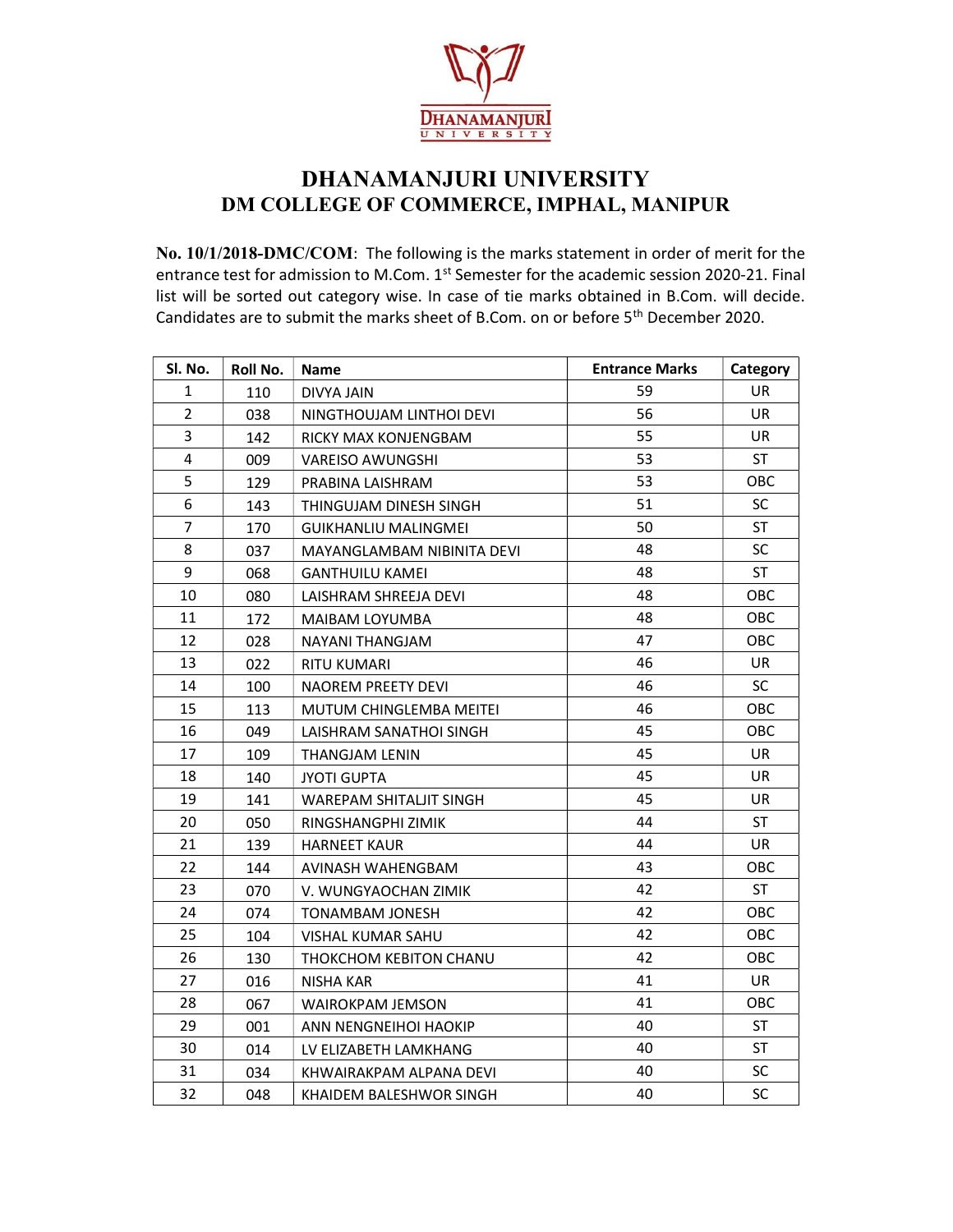# DHANAMANJURI UNIVERSITY
## DM COLLEGE OF COMMERCE, IMPHAL, MANIPUR

**No. 10/1/2018-DMC/COM**: The following is the marks statement in order of merit for the entrance test for admission to M.Com. 1st Semester for the academic session 2020-21. Final list will be sorted out category wise. In case of tie marks obtained in B.Com. will decide. Candidates are to submit the marks sheet of B.Com. on or before 5th December 2020.

| Sl. No. | Roll No. | Name | Entrance Marks | Category |
|---|---|---|---|---|
| 1 | 110 | DIVYA JAIN | 59 | UR |
| 2 | 038 | NINGTHOUJAM LINTHOI DEVI | 56 | UR |
| 3 | 142 | RICKY MAX KONJENGBAM | 55 | UR |
| 4 | 009 | VAREISO AWUNGSHI | 53 | ST |
| 5 | 129 | PRABINA LAISHRAM | 53 | OBC |
| 6 | 143 | THINGUJAM DINESH SINGH | 51 | SC |
| 7 | 170 | GUIKHANLIU MALINGMEI | 50 | ST |
| 8 | 037 | MAYANGLAMBAM NIBINITA DEVI | 48 | SC |
| 9 | 068 | GANTHUILU KAMEI | 48 | ST |
| 10 | 080 | LAISHRAM SHREEJA DEVI | 48 | OBC |
| 11 | 172 | MAIBAM LOYUMBA | 48 | OBC |
| 12 | 028 | NAYANI THANGJAM | 47 | OBC |
| 13 | 022 | RITU KUMARI | 46 | UR |
| 14 | 100 | NAOREM PREETY DEVI | 46 | SC |
| 15 | 113 | MUTUM CHINGLEMBA MEITEI | 46 | OBC |
| 16 | 049 | LAISHRAM SANATHOI SINGH | 45 | OBC |
| 17 | 109 | THANGJAM LENIN | 45 | UR |
| 18 | 140 | JYOTI GUPTA | 45 | UR |
| 19 | 141 | WAREPAM SHITALJIT SINGH | 45 | UR |
| 20 | 050 | RINGSHANGPHI ZIMIK | 44 | ST |
| 21 | 139 | HARNEET KAUR | 44 | UR |
| 22 | 144 | AVINASH WAHENGBAM | 43 | OBC |
| 23 | 070 | V. WUNGYAOCHAN ZIMIK | 42 | ST |
| 24 | 074 | TONAMBAM JONESH | 42 | OBC |
| 25 | 104 | VISHAL KUMAR SAHU | 42 | OBC |
| 26 | 130 | THOKCHOM KEBITON CHANU | 42 | OBC |
| 27 | 016 | NISHA KAR | 41 | UR |
| 28 | 067 | WAIROKPAM JEMSON | 41 | OBC |
| 29 | 001 | ANN NENGNEIHOI HAOKIP | 40 | ST |
| 30 | 014 | LV ELIZABETH LAMKHANG | 40 | ST |
| 31 | 034 | KHWAIRAKPAM ALPANA DEVI | 40 | SC |
| 32 | 048 | KHAIDEM BALESHWOR SINGH | 40 | SC |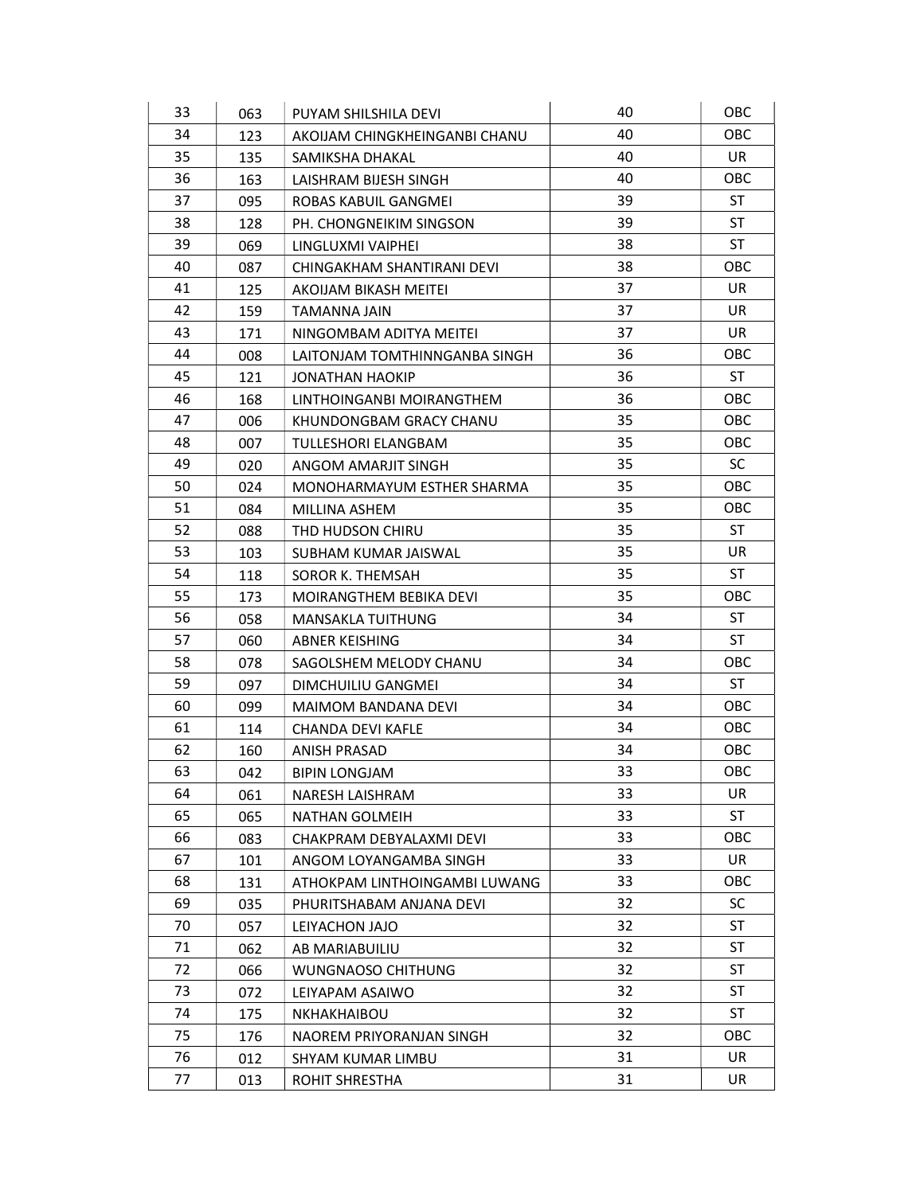| 33 | 063 | PUYAM SHILSHILA DEVI | 40 | OBC |
|---|---|---|---|---|
| 34 | 123 | AKOIJAM CHINGKHEINGANBI CHANU | 40 | OBC |
| 35 | 135 | SAMIKSHA DHAKAL | 40 | UR |
| 36 | 163 | LAISHRAM BIJESH SINGH | 40 | OBC |
| 37 | 095 | ROBAS KABUIL GANGMEI | 39 | ST |
| 38 | 128 | PH. CHONGNEIKIM SINGSON | 39 | ST |
| 39 | 069 | LINGLUXMI VAIPHEI | 38 | ST |
| 40 | 087 | CHINGAKHAM SHANTIRANI DEVI | 38 | OBC |
| 41 | 125 | AKOIJAM BIKASH MEITEI | 37 | UR |
| 42 | 159 | TAMANNA JAIN | 37 | UR |
| 43 | 171 | NINGOMBAM ADITYA MEITEI | 37 | UR |
| 44 | 008 | LAITONJAM TOMTHINNGANBA SINGH | 36 | OBC |
| 45 | 121 | JONATHAN HAOKIP | 36 | ST |
| 46 | 168 | LINTHOINGANBI MOIRANGTHEM | 36 | OBC |
| 47 | 006 | KHUNDONGBAM GRACY CHANU | 35 | OBC |
| 48 | 007 | TULLESHORI ELANGBAM | 35 | OBC |
| 49 | 020 | ANGOM AMARJIT SINGH | 35 | SC |
| 50 | 024 | MONOHARMAYUM ESTHER SHARMA | 35 | OBC |
| 51 | 084 | MILLINA ASHEM | 35 | OBC |
| 52 | 088 | THD HUDSON CHIRU | 35 | ST |
| 53 | 103 | SUBHAM KUMAR JAISWAL | 35 | UR |
| 54 | 118 | SOROR K. THEMSAH | 35 | ST |
| 55 | 173 | MOIRANGTHEM BEBIKA DEVI | 35 | OBC |
| 56 | 058 | MANSAKLA TUITHUNG | 34 | ST |
| 57 | 060 | ABNER KEISHING | 34 | ST |
| 58 | 078 | SAGOLSHEM MELODY CHANU | 34 | OBC |
| 59 | 097 | DIMCHUILIU GANGMEI | 34 | ST |
| 60 | 099 | MAIMOM BANDANA DEVI | 34 | OBC |
| 61 | 114 | CHANDA DEVI KAFLE | 34 | OBC |
| 62 | 160 | ANISH PRASAD | 34 | OBC |
| 63 | 042 | BIPIN LONGJAM | 33 | OBC |
| 64 | 061 | NARESH LAISHRAM | 33 | UR |
| 65 | 065 | NATHAN GOLMEIH | 33 | ST |
| 66 | 083 | CHAKPRAM DEBYALAXMI DEVI | 33 | OBC |
| 67 | 101 | ANGOM LOYANGAMBA SINGH | 33 | UR |
| 68 | 131 | ATHOKPAM LINTHOINGAMBI LUWANG | 33 | OBC |
| 69 | 035 | PHURITSHABAM ANJANA DEVI | 32 | SC |
| 70 | 057 | LEIYACHON JAJO | 32 | ST |
| 71 | 062 | AB MARIABUILIU | 32 | ST |
| 72 | 066 | WUNGNAOSO CHITHUNG | 32 | ST |
| 73 | 072 | LEIYAPAM ASAIWO | 32 | ST |
| 74 | 175 | NKHAKHAIBOU | 32 | ST |
| 75 | 176 | NAOREM PRIYORANJAN SINGH | 32 | OBC |
| 76 | 012 | SHYAM KUMAR LIMBU | 31 | UR |
| 77 | 013 | ROHIT SHRESTHA | 31 | UR |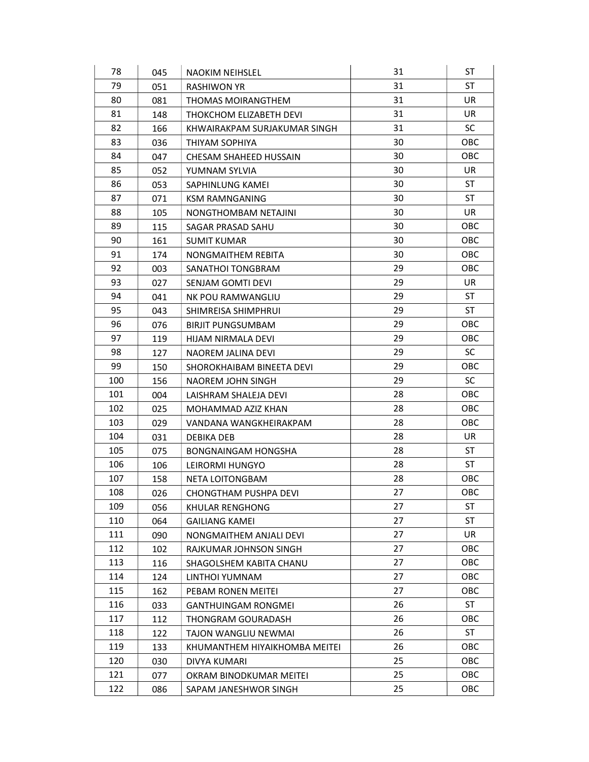| 78 | 045 | NAOKIM NEIHSLEL | 31 | ST |
|---|---|---|---|---|
| 79 | 051 | RASHIWON YR | 31 | ST |
| 80 | 081 | THOMAS MOIRANGTHEM | 31 | UR |
| 81 | 148 | THOKCHOM ELIZABETH DEVI | 31 | UR |
| 82 | 166 | KHWAIRAKPAM SURJAKUMAR SINGH | 31 | SC |
| 83 | 036 | THIYAM SOPHIYA | 30 | OBC |
| 84 | 047 | CHESAM SHAHEED HUSSAIN | 30 | OBC |
| 85 | 052 | YUMNAM SYLVIA | 30 | UR |
| 86 | 053 | SAPHINLUNG KAMEI | 30 | ST |
| 87 | 071 | KSM RAMNGANING | 30 | ST |
| 88 | 105 | NONGTHOMBAM NETAJINI | 30 | UR |
| 89 | 115 | SAGAR PRASAD SAHU | 30 | OBC |
| 90 | 161 | SUMIT KUMAR | 30 | OBC |
| 91 | 174 | NONGMAITHEM REBITA | 30 | OBC |
| 92 | 003 | SANATHOI TONGBRAM | 29 | OBC |
| 93 | 027 | SENJAM GOMTI DEVI | 29 | UR |
| 94 | 041 | NK POU RAMWANGLIU | 29 | ST |
| 95 | 043 | SHIMREISA SHIMPHRUI | 29 | ST |
| 96 | 076 | BIRJIT PUNGSUMBAM | 29 | OBC |
| 97 | 119 | HIJAM NIRMALA DEVI | 29 | OBC |
| 98 | 127 | NAOREM JALINA DEVI | 29 | SC |
| 99 | 150 | SHOROKHAIBAM BINEETA DEVI | 29 | OBC |
| 100 | 156 | NAOREM JOHN SINGH | 29 | SC |
| 101 | 004 | LAISHRAM SHALEJA DEVI | 28 | OBC |
| 102 | 025 | MOHAMMAD AZIZ KHAN | 28 | OBC |
| 103 | 029 | VANDANA WANGKHEIRAKPAM | 28 | OBC |
| 104 | 031 | DEBIKA DEB | 28 | UR |
| 105 | 075 | BONGNAINGAM HONGSHA | 28 | ST |
| 106 | 106 | LEIRORMI HUNGYO | 28 | ST |
| 107 | 158 | NETA LOITONGBAM | 28 | OBC |
| 108 | 026 | CHONGTHAM PUSHPA DEVI | 27 | OBC |
| 109 | 056 | KHULAR RENGHONG | 27 | ST |
| 110 | 064 | GAILIANG KAMEI | 27 | ST |
| 111 | 090 | NONGMAITHEM ANJALI DEVI | 27 | UR |
| 112 | 102 | RAJKUMAR JOHNSON SINGH | 27 | OBC |
| 113 | 116 | SHAGOLSHEM KABITA CHANU | 27 | OBC |
| 114 | 124 | LINTHOI YUMNAM | 27 | OBC |
| 115 | 162 | PEBAM RONEN MEITEI | 27 | OBC |
| 116 | 033 | GANTHUINGAM RONGMEI | 26 | ST |
| 117 | 112 | THONGRAM GOURADASH | 26 | OBC |
| 118 | 122 | TAJON WANGLIU NEWMAI | 26 | ST |
| 119 | 133 | KHUMANTHEM HIYAIKHOMBA MEITEI | 26 | OBC |
| 120 | 030 | DIVYA KUMARI | 25 | OBC |
| 121 | 077 | OKRAM BINODKUMAR MEITEI | 25 | OBC |
| 122 | 086 | SAPAM JANESHWOR SINGH | 25 | OBC |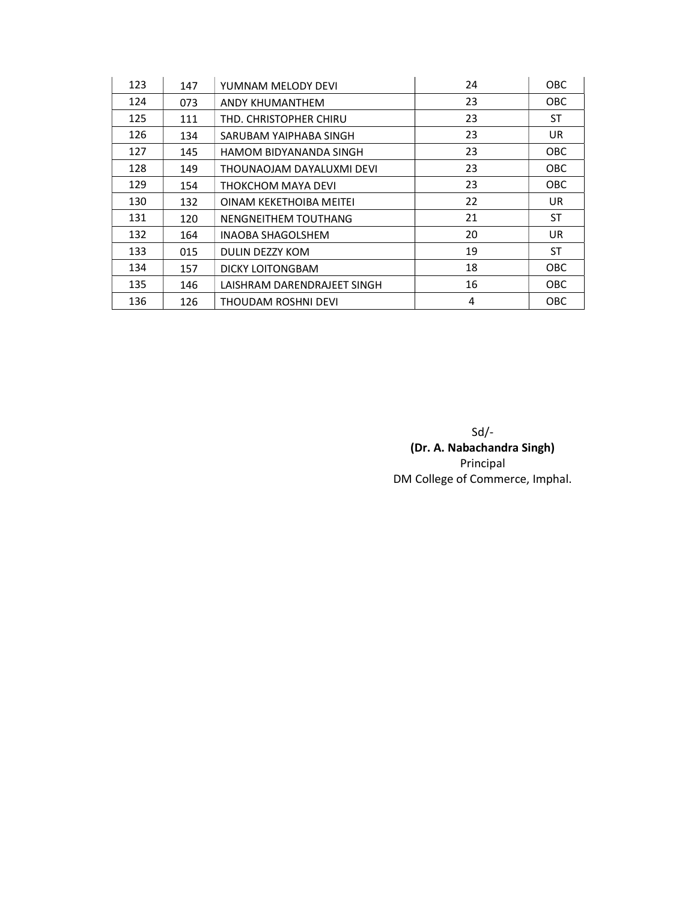| | | | | |
|---|---|---|---|---|
| 123 | 147 | YUMNAM MELODY DEVI | 24 | OBC |
| 124 | 073 | ANDY KHUMANTHEM | 23 | OBC |
| 125 | 111 | THD. CHRISTOPHER CHIRU | 23 | ST |
| 126 | 134 | SARUBAM YAIPHABA SINGH | 23 | UR |
| 127 | 145 | HAMOM BIDYANANDA SINGH | 23 | OBC |
| 128 | 149 | THOUNAOJAM DAYALUXMI DEVI | 23 | OBC |
| 129 | 154 | THOKCHOM MAYA DEVI | 23 | OBC |
| 130 | 132 | OINAM KEKETHOIBA MEITEI | 22 | UR |
| 131 | 120 | NENGNEITHEM TOUTHANG | 21 | ST |
| 132 | 164 | INAOBA SHAGOLSHEM | 20 | UR |
| 133 | 015 | DULIN DEZZY KOM | 19 | ST |
| 134 | 157 | DICKY LOITONGBAM | 18 | OBC |
| 135 | 146 | LAISHRAM DARENDRAJEET SINGH | 16 | OBC |
| 136 | 126 | THOUDAM ROSHNI DEVI | 4 | OBC |

Sd/-
**(Dr. A. Nabachandra Singh)**
Principal
DM College of Commerce, Imphal.